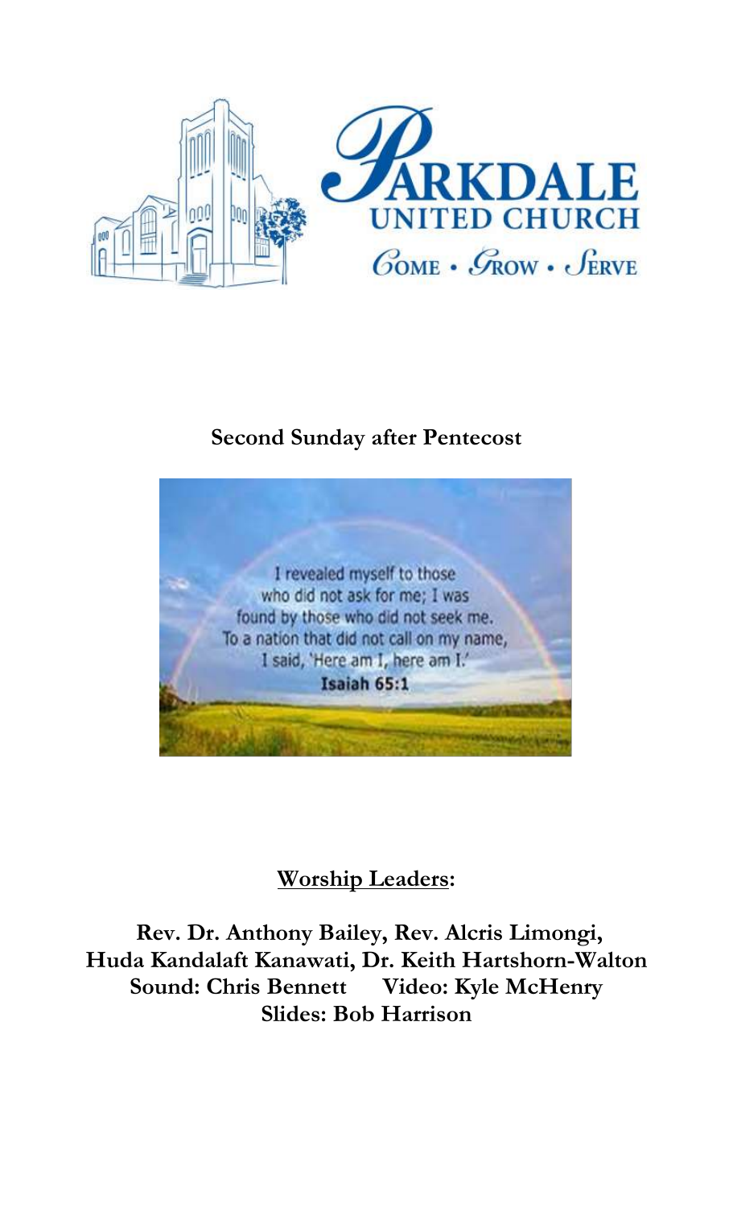PARKDALE
UNITED CHURCH
COME • GROW • SERVE

## Second Sunday after Pentecost

I revealed myself to those who did not ask for me; I was found by those who did not seek me. To a nation that did not call on my name, I said, 'Here am I, here am I.'
**Isaiah 65:1**

**Worship Leaders:**

**Rev. Dr. Anthony Bailey, Rev. Alcris Limongi,**
**Huda Kandalaft Kanawati, Dr. Keith Hartshorn-Walton**
**Sound: Chris Bennett  Video: Kyle McHenry**
**Slides: Bob Harrison**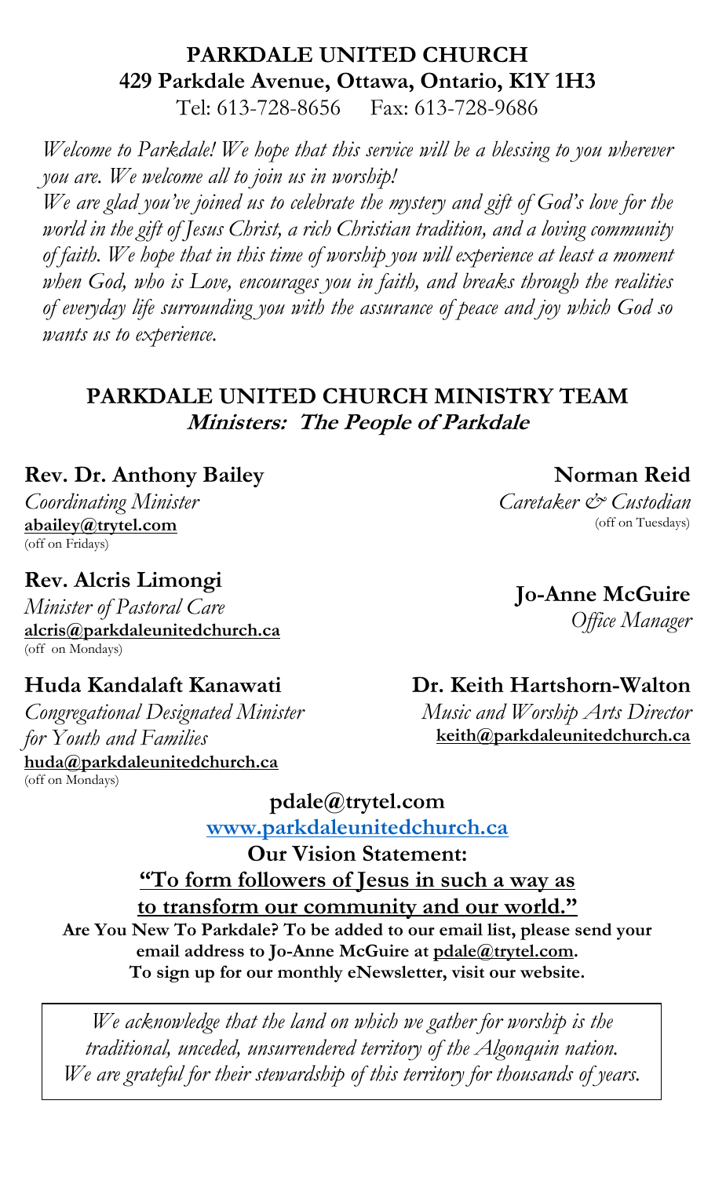# PARKDALE UNITED CHURCH

## 429 Parkdale Avenue, Ottawa, Ontario, K1Y 1H3

Tel: 613-728-8656 Fax: 613-728-9686

*Welcome to Parkdale! We hope that this service will be a blessing to you wherever you are. We welcome all to join us in worship!*

*We are glad you've joined us to celebrate the mystery and gift of God's love for the world in the gift of Jesus Christ, a rich Christian tradition, and a loving community of faith. We hope that in this time of worship you will experience at least a moment when God, who is Love, encourages you in faith, and breaks through the realities of everyday life surrounding you with the assurance of peace and joy which God so wants us to experience.*

## PARKDALE UNITED CHURCH MINISTRY TEAM

***Ministers: The People of Parkdale***

**Rev. Dr. Anthony Bailey**
*Coordinating Minister*
abailey@trytel.com
(off on Fridays)

**Rev. Alcris Limongi**
*Minister of Pastoral Care*
alcris@parkdaleunitedchurch.ca
(off on Mondays)

**Huda Kandalaft Kanawati**
*Congregational Designated Minister for Youth and Families*
huda@parkdaleunitedchurch.ca
(off on Mondays)

**Norman Reid**
*Caretaker & Custodian*
(off on Tuesdays)

**Jo-Anne McGuire**
*Office Manager*

**Dr. Keith Hartshorn-Walton**
*Music and Worship Arts Director*
keith@parkdaleunitedchurch.ca

**pdale@trytel.com**

**www.parkdaleunitedchurch.ca**

**Our Vision Statement:**

**"To form followers of Jesus in such a way as to transform our community and our world."**

**Are You New To Parkdale? To be added to our email list, please send your email address to Jo-Anne McGuire at pdale@trytel.com.**
**To sign up for our monthly eNewsletter, visit our website.**

*We acknowledge that the land on which we gather for worship is the traditional, unceded, unsurrendered territory of the Algonquin nation. We are grateful for their stewardship of this territory for thousands of years.*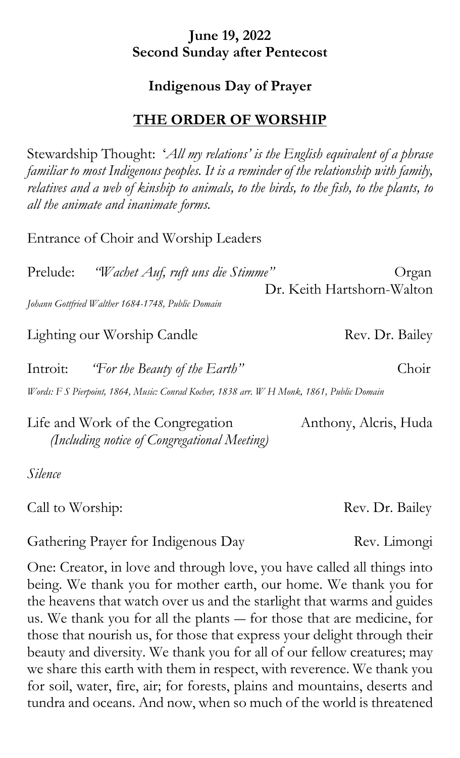**June 19, 2022**
**Second Sunday after Pentecost**

**Indigenous Day of Prayer**

## THE ORDER OF WORSHIP

Stewardship Thought: '*All my relations' is the English equivalent of a phrase familiar to most Indigenous peoples. It is a reminder of the relationship with family, relatives and a web of kinship to animals, to the birds, to the fish, to the plants, to all the animate and inanimate forms.*

Entrance of Choir and Worship Leaders

Prelude: *"Wachet Auf, ruft uns die Stimme"* — Organ, Dr. Keith Hartshorn-Walton

*Johann Gottfried Walther 1684-1748, Public Domain*

Lighting our Worship Candle — Rev. Dr. Bailey

Introit: *"For the Beauty of the Earth"* — Choir

*Words: F S Pierpoint, 1864, Music: Conrad Kocher, 1838 arr. W H Monk, 1861, Public Domain*

Life and Work of the Congregation — Anthony, Alcris, Huda
*(Including notice of Congregational Meeting)*

*Silence*

Call to Worship: — Rev. Dr. Bailey

Gathering Prayer for Indigenous Day — Rev. Limongi

One: Creator, in love and through love, you have called all things into being. We thank you for mother earth, our home. We thank you for the heavens that watch over us and the starlight that warms and guides us. We thank you for all the plants — for those that are medicine, for those that nourish us, for those that express your delight through their beauty and diversity. We thank you for all of our fellow creatures; may we share this earth with them in respect, with reverence. We thank you for soil, water, fire, air; for forests, plains and mountains, deserts and tundra and oceans. And now, when so much of the world is threatened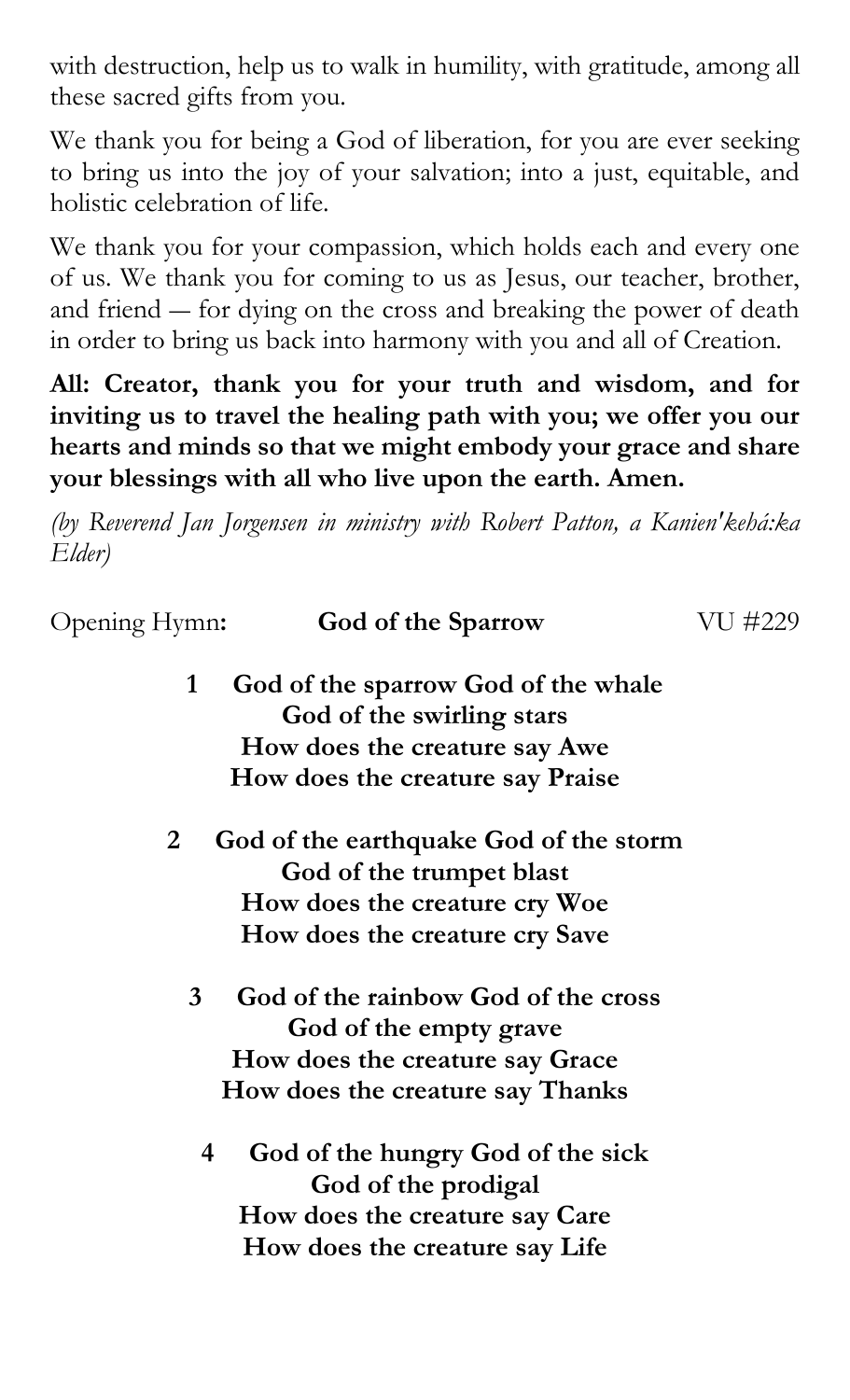with destruction, help us to walk in humility, with gratitude, among all these sacred gifts from you.

We thank you for being a God of liberation, for you are ever seeking to bring us into the joy of your salvation; into a just, equitable, and holistic celebration of life.

We thank you for your compassion, which holds each and every one of us. We thank you for coming to us as Jesus, our teacher, brother, and friend — for dying on the cross and breaking the power of death in order to bring us back into harmony with you and all of Creation.

**All: Creator, thank you for your truth and wisdom, and for inviting us to travel the healing path with you; we offer you our hearts and minds so that we might embody your grace and share your blessings with all who live upon the earth. Amen.**

*(by Reverend Jan Jorgensen in ministry with Robert Patton, a Kanien'kehá:ka Elder)*

Opening Hymn: **God of the Sparrow** VU #229

**1 God of the sparrow God of the whale**
**God of the swirling stars**
**How does the creature say Awe**
**How does the creature say Praise**

**2 God of the earthquake God of the storm**
**God of the trumpet blast**
**How does the creature cry Woe**
**How does the creature cry Save**

**3 God of the rainbow God of the cross**
**God of the empty grave**
**How does the creature say Grace**
**How does the creature say Thanks**

**4 God of the hungry God of the sick**
**God of the prodigal**
**How does the creature say Care**
**How does the creature say Life**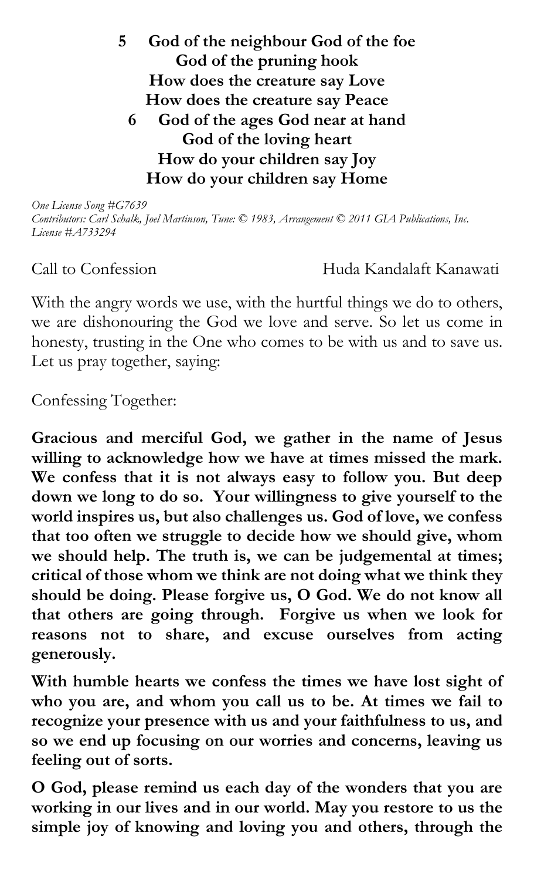**5 God of the neighbour God of the foe**
**God of the pruning hook**
**How does the creature say Love**
**How does the creature say Peace**

**6 God of the ages God near at hand**
**God of the loving heart**
**How do your children say Joy**
**How do your children say Home**

*One License Song #G7639*
*Contributors: Carl Schalk, Joel Martinson, Tune: © 1983, Arrangement © 2011 GIA Publications, Inc.*
*License #A733294*

Call to Confession Huda Kandalaft Kanawati

With the angry words we use, with the hurtful things we do to others, we are dishonouring the God we love and serve. So let us come in honesty, trusting in the One who comes to be with us and to save us. Let us pray together, saying:

Confessing Together:

**Gracious and merciful God, we gather in the name of Jesus willing to acknowledge how we have at times missed the mark. We confess that it is not always easy to follow you. But deep down we long to do so. Your willingness to give yourself to the world inspires us, but also challenges us. God of love, we confess that too often we struggle to decide how we should give, whom we should help. The truth is, we can be judgemental at times; critical of those whom we think are not doing what we think they should be doing. Please forgive us, O God. We do not know all that others are going through. Forgive us when we look for reasons not to share, and excuse ourselves from acting generously.**

**With humble hearts we confess the times we have lost sight of who you are, and whom you call us to be. At times we fail to recognize your presence with us and your faithfulness to us, and so we end up focusing on our worries and concerns, leaving us feeling out of sorts.**

**O God, please remind us each day of the wonders that you are working in our lives and in our world. May you restore to us the simple joy of knowing and loving you and others, through the**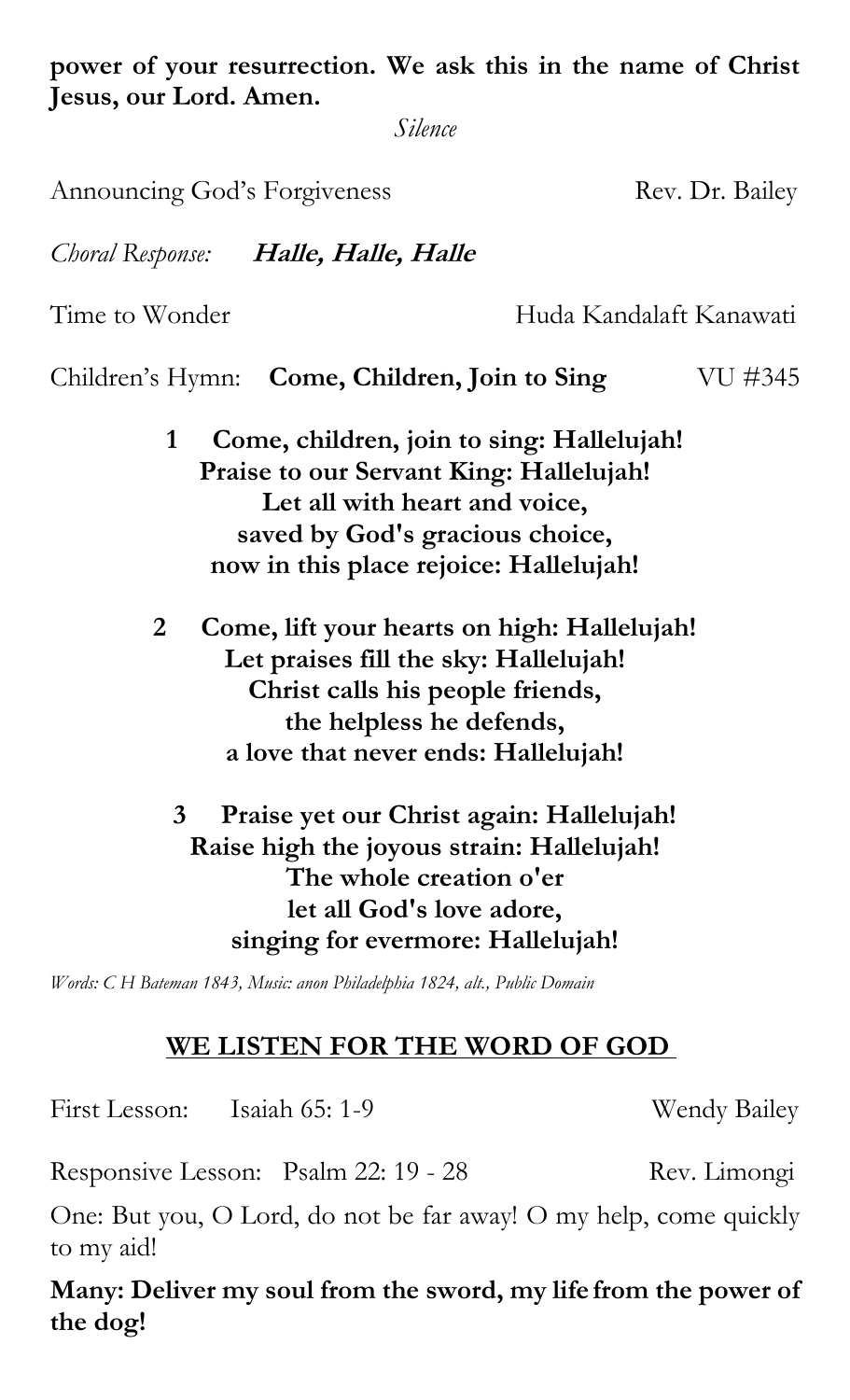**power of your resurrection. We ask this in the name of Christ Jesus, our Lord. Amen.**

*Silence*

Announcing God's Forgiveness Rev. Dr. Bailey

*Choral Response:* ***Halle, Halle, Halle***

Time to Wonder Huda Kandalaft Kanawati

Children's Hymn: **Come, Children, Join to Sing** VU #345

**1 Come, children, join to sing: Hallelujah!**
**Praise to our Servant King: Hallelujah!**
**Let all with heart and voice,**
**saved by God's gracious choice,**
**now in this place rejoice: Hallelujah!**

**2 Come, lift your hearts on high: Hallelujah!**
**Let praises fill the sky: Hallelujah!**
**Christ calls his people friends,**
**the helpless he defends,**
**a love that never ends: Hallelujah!**

**3 Praise yet our Christ again: Hallelujah!**
**Raise high the joyous strain: Hallelujah!**
**The whole creation o'er**
**let all God's love adore,**
**singing for evermore: Hallelujah!**

*Words: C H Bateman 1843, Music: anon Philadelphia 1824, alt., Public Domain*

## WE LISTEN FOR THE WORD OF GOD

First Lesson: Isaiah 65: 1-9 Wendy Bailey

Responsive Lesson: Psalm 22: 19 - 28 Rev. Limongi

One: But you, O Lord, do not be far away! O my help, come quickly to my aid!

**Many: Deliver my soul from the sword, my life from the power of the dog!**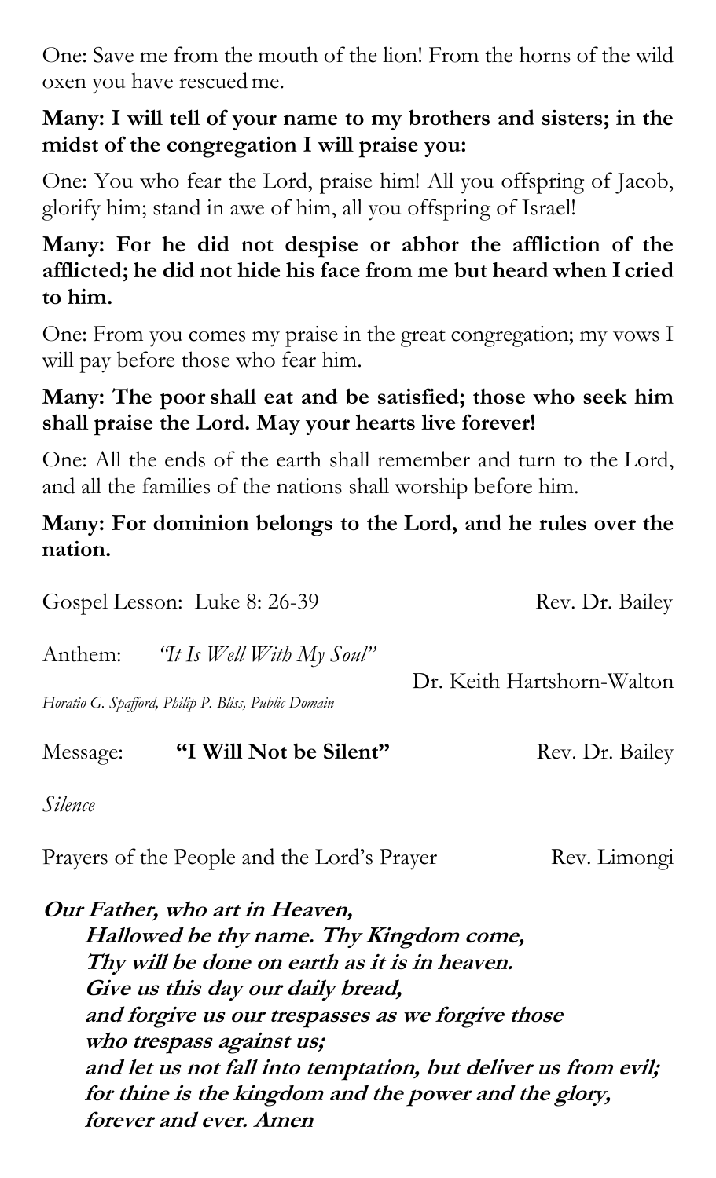One: Save me from the mouth of the lion! From the horns of the wild oxen you have rescued me.

**Many: I will tell of your name to my brothers and sisters; in the midst of the congregation I will praise you:**

One: You who fear the Lord, praise him! All you offspring of Jacob, glorify him; stand in awe of him, all you offspring of Israel!

**Many: For he did not despise or abhor the affliction of the afflicted; he did not hide his face from me but heard when I cried to him.**

One: From you comes my praise in the great congregation; my vows I will pay before those who fear him.

**Many: The poor shall eat and be satisfied; those who seek him shall praise the Lord. May your hearts live forever!**

One: All the ends of the earth shall remember and turn to the Lord, and all the families of the nations shall worship before him.

**Many: For dominion belongs to the Lord, and he rules over the nation.**

Gospel Lesson: Luke 8: 26-39 — Rev. Dr. Bailey

Anthem: *"It Is Well With My Soul"* — Dr. Keith Hartshorn-Walton

*Horatio G. Spafford, Philip P. Bliss, Public Domain*

Message: **"I Will Not be Silent"** — Rev. Dr. Bailey

*Silence*

Prayers of the People and the Lord's Prayer — Rev. Limongi

***Our Father, who art in Heaven,***
***Hallowed be thy name. Thy Kingdom come,***
***Thy will be done on earth as it is in heaven.***
***Give us this day our daily bread,***
***and forgive us our trespasses as we forgive those***
***who trespass against us;***
***and let us not fall into temptation, but deliver us from evil;***
***for thine is the kingdom and the power and the glory,***
***forever and ever. Amen***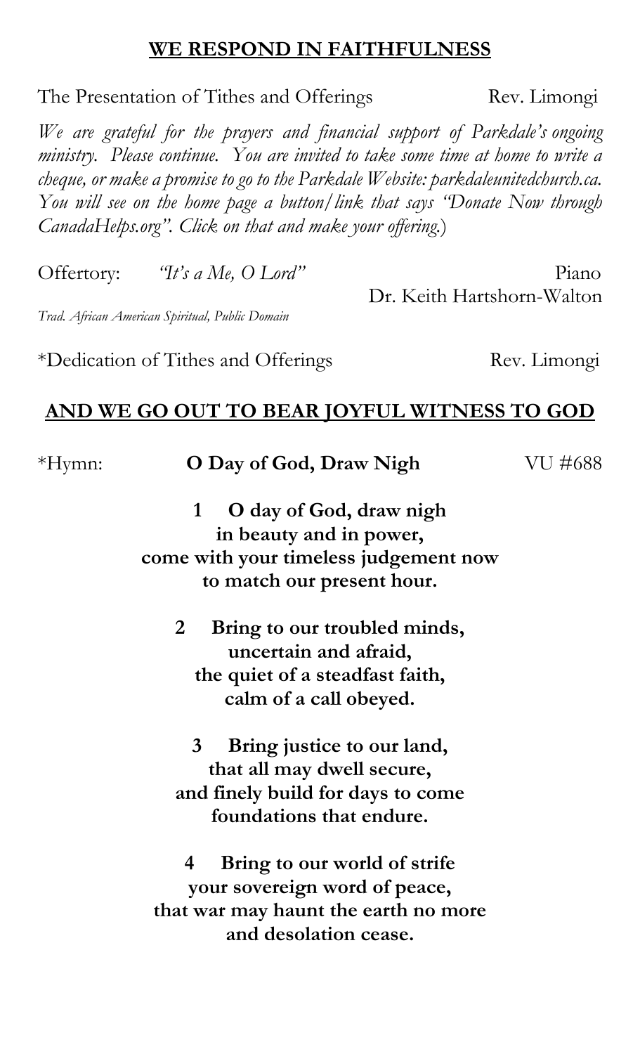## WE RESPOND IN FAITHFULNESS

The Presentation of Tithes and Offerings — Rev. Limongi

*We are grateful for the prayers and financial support of Parkdale's ongoing ministry. Please continue. You are invited to take some time at home to write a cheque, or make a promise to go to the Parkdale Website: parkdaleunitedchurch.ca. You will see on the home page a button/link that says "Donate Now through CanadaHelps.org". Click on that and make your offering.*)

Offertory: *"It's a Me, O Lord"* — Piano, Dr. Keith Hartshorn-Walton

*Trad. African American Spiritual, Public Domain*

*Dedication of Tithes and Offerings — Rev. Limongi

## AND WE GO OUT TO BEAR JOYFUL WITNESS TO GOD

*Hymn: **O Day of God, Draw Nigh** — VU #688

**1 O day of God, draw nigh**
**in beauty and in power,**
**come with your timeless judgement now**
**to match our present hour.**

**2 Bring to our troubled minds,**
**uncertain and afraid,**
**the quiet of a steadfast faith,**
**calm of a call obeyed.**

**3 Bring justice to our land,**
**that all may dwell secure,**
**and finely build for days to come**
**foundations that endure.**

**4 Bring to our world of strife**
**your sovereign word of peace,**
**that war may haunt the earth no more**
**and desolation cease.**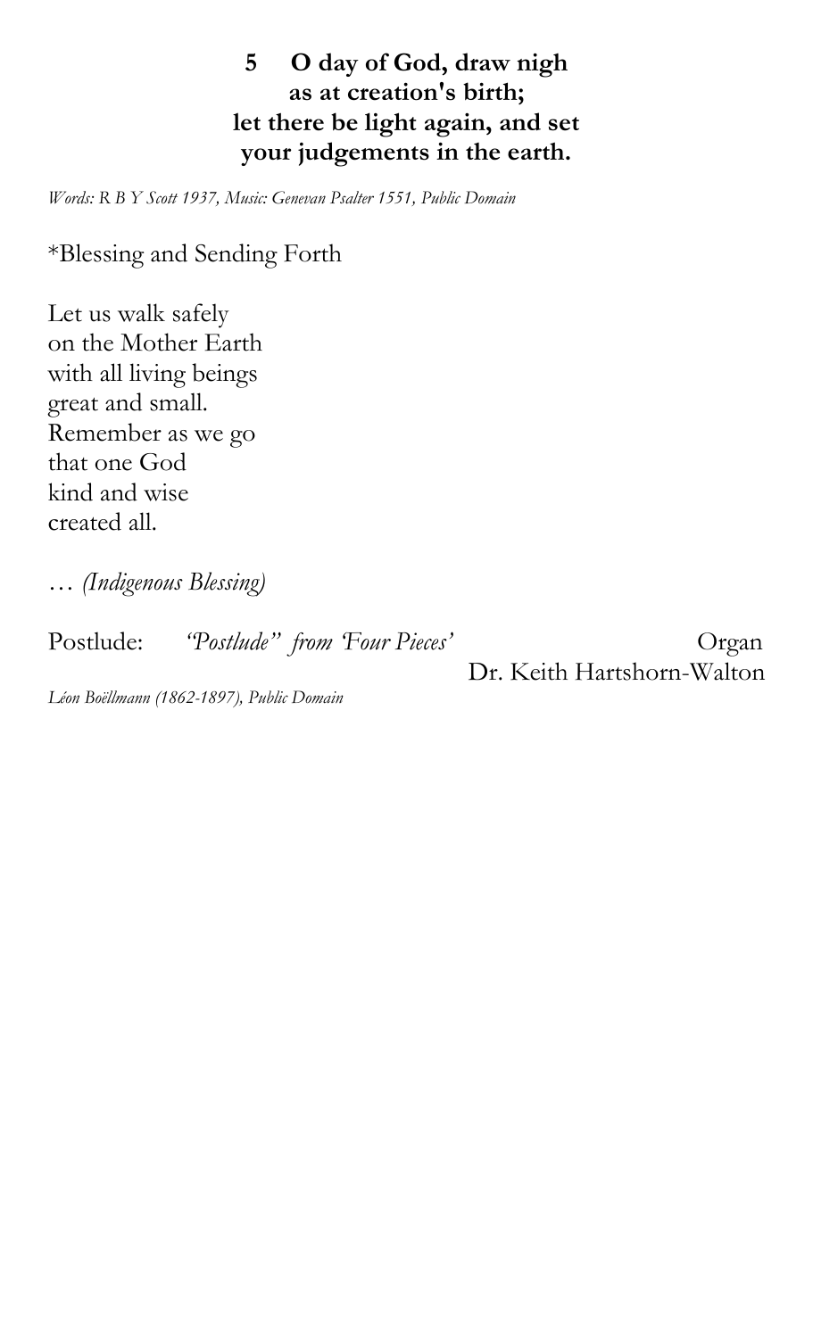**5 O day of God, draw nigh**
**as at creation's birth;**
**let there be light again, and set**
**your judgements in the earth.**

*Words: R B Y Scott 1937, Music: Genevan Psalter 1551, Public Domain*

*Blessing and Sending Forth

Let us walk safely
on the Mother Earth
with all living beings
great and small.
Remember as we go
that one God
kind and wise
created all.

… *(Indigenous Blessing)*

Postlude: *"Postlude" from 'Four Pieces'* Organ
Dr. Keith Hartshorn-Walton

*Léon Boëllmann (1862-1897), Public Domain*